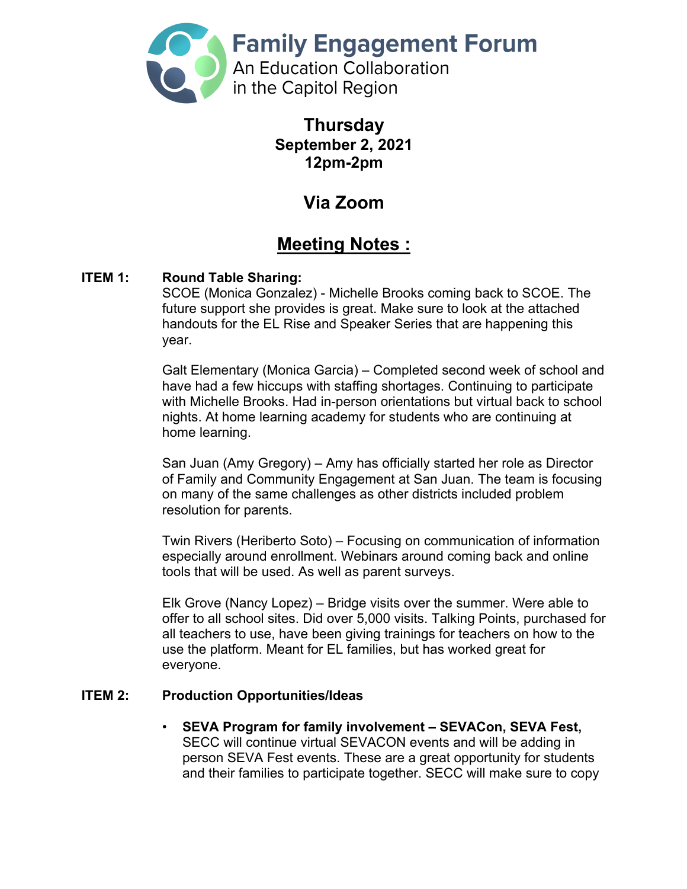# Family Engagement Forum

An Education Collaboration in the Capitol Region

**Thursday**
**September 2, 2021**
**12pm-2pm**

**Via Zoom**

## Meeting Notes :

**ITEM 1: Round Table Sharing:**

SCOE (Monica Gonzalez) - Michelle Brooks coming back to SCOE. The future support she provides is great. Make sure to look at the attached handouts for the EL Rise and Speaker Series that are happening this year.

Galt Elementary (Monica Garcia) – Completed second week of school and have had a few hiccups with staffing shortages. Continuing to participate with Michelle Brooks. Had in-person orientations but virtual back to school nights. At home learning academy for students who are continuing at home learning.

San Juan (Amy Gregory) – Amy has officially started her role as Director of Family and Community Engagement at San Juan. The team is focusing on many of the same challenges as other districts included problem resolution for parents.

Twin Rivers (Heriberto Soto) – Focusing on communication of information especially around enrollment. Webinars around coming back and online tools that will be used. As well as parent surveys.

Elk Grove (Nancy Lopez) – Bridge visits over the summer. Were able to offer to all school sites. Did over 5,000 visits. Talking Points, purchased for all teachers to use, have been giving trainings for teachers on how to the use the platform. Meant for EL families, but has worked great for everyone.

**ITEM 2: Production Opportunities/Ideas**

- **SEVA Program for family involvement – SEVACon, SEVA Fest,** SECC will continue virtual SEVACON events and will be adding in person SEVA Fest events. These are a great opportunity for students and their families to participate together. SECC will make sure to copy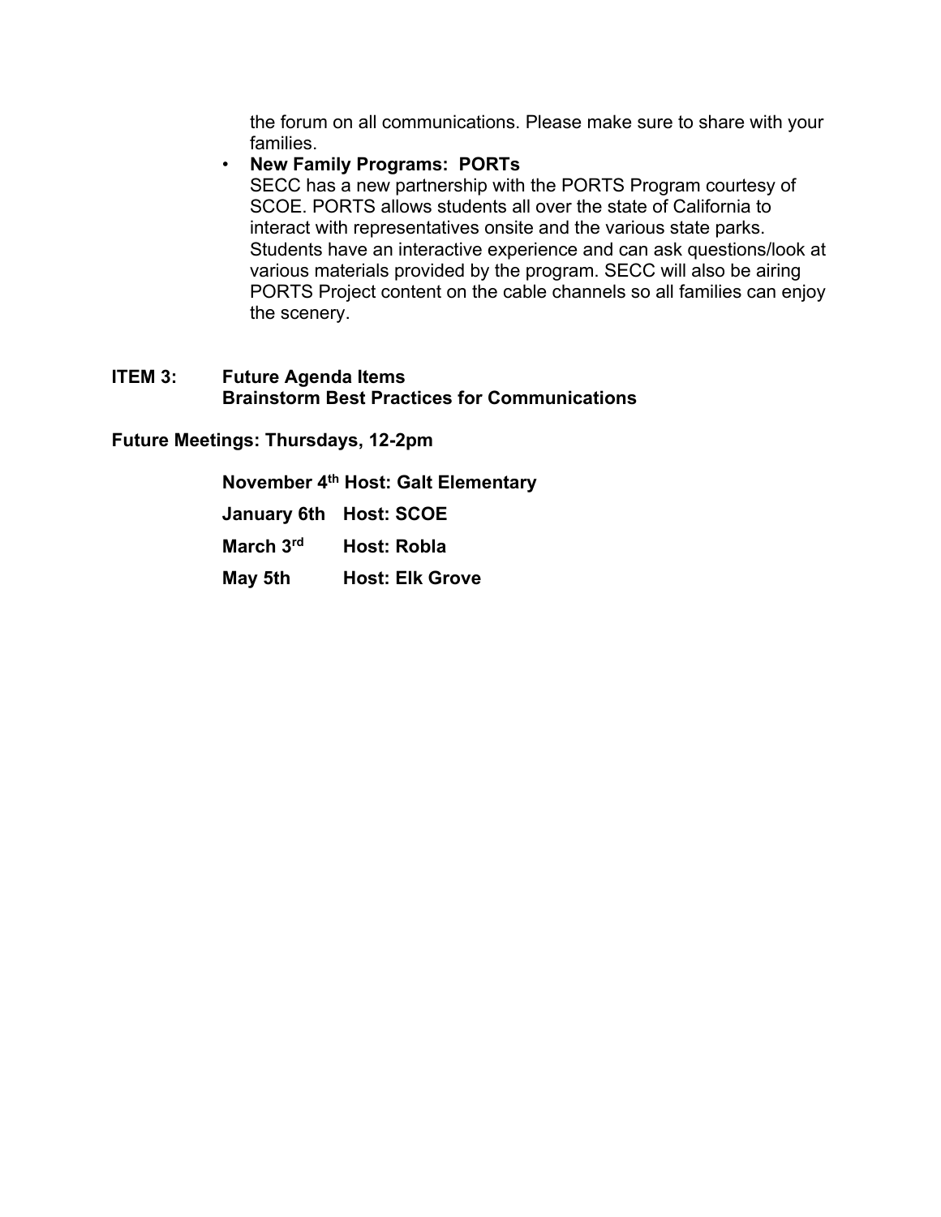the forum on all communications. Please make sure to share with your families.

- **New Family Programs: PORTs**
  SECC has a new partnership with the PORTS Program courtesy of SCOE. PORTS allows students all over the state of California to interact with representatives onsite and the various state parks. Students have an interactive experience and can ask questions/look at various materials provided by the program. SECC will also be airing PORTS Project content on the cable channels so all families can enjoy the scenery.

**ITEM 3: Future Agenda Items**
**Brainstorm Best Practices for Communications**

**Future Meetings: Thursdays, 12-2pm**

| | |
|---|---|
| **November 4th** | **Host: Galt Elementary** |
| **January 6th** | **Host: SCOE** |
| **March 3rd** | **Host: Robla** |
| **May 5th** | **Host: Elk Grove** |